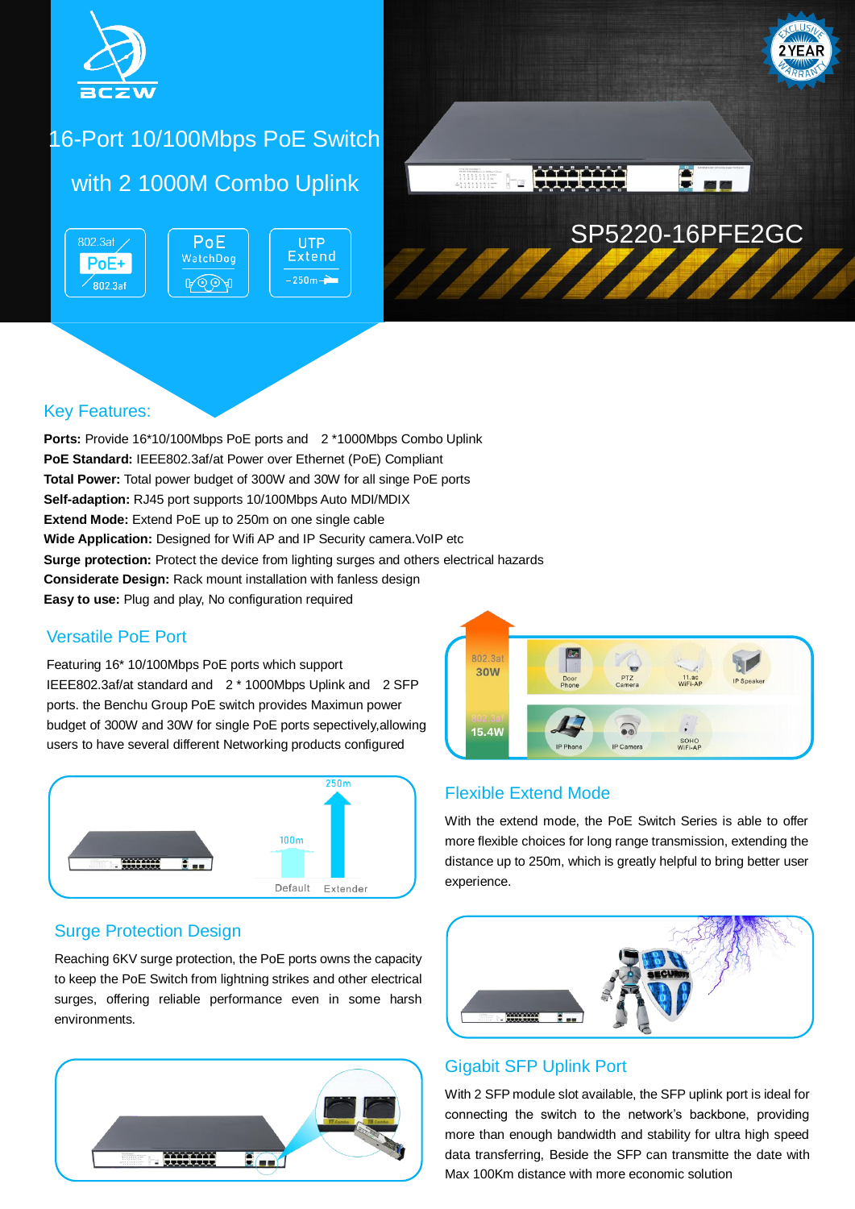# 16-Port 10/100Mbps PoE Switch with 2 1000M Combo Uplink

SP5220-16PFE2GC

## Key Features:

**Ports:** Provide 16*10/100Mbps PoE ports and 2 *1000Mbps Combo Uplink
**PoE Standard:** IEEE802.3af/at Power over Ethernet (PoE) Compliant
**Total Power:** Total power budget of 300W and 30W for all singe PoE ports
**Self-adaption:** RJ45 port supports 10/100Mbps Auto MDI/MDIX
**Extend Mode:** Extend PoE up to 250m on one single cable
**Wide Application:** Designed for Wifi AP and IP Security camera.VoIP etc
**Surge protection:** Protect the device from lighting surges and others electrical hazards
**Considerate Design:** Rack mount installation with fanless design
**Easy to use:** Plug and play, No configuration required

## Versatile PoE Port

Featuring 16* 10/100Mbps PoE ports which support IEEE802.3af/at standard and 2 * 1000Mbps Uplink and 2 SFP ports. the Benchu Group PoE switch provides Maximun power budget of 300W and 30W for single PoE ports sepectively,allowing users to have several different Networking products configured

## Flexible Extend Mode

With the extend mode, the PoE Switch Series is able to offer more flexible choices for long range transmission, extending the distance up to 250m, which is greatly helpful to bring better user experience.

## Surge Protection Design

Reaching 6KV surge protection, the PoE ports owns the capacity to keep the PoE Switch from lightning strikes and other electrical surges, offering reliable performance even in some harsh environments.

## Gigabit SFP Uplink Port

With 2 SFP module slot available, the SFP uplink port is ideal for connecting the switch to the network's backbone, providing more than enough bandwidth and stability for ultra high speed data transferring, Beside the SFP can transmitte the date with Max 100Km distance with more economic solution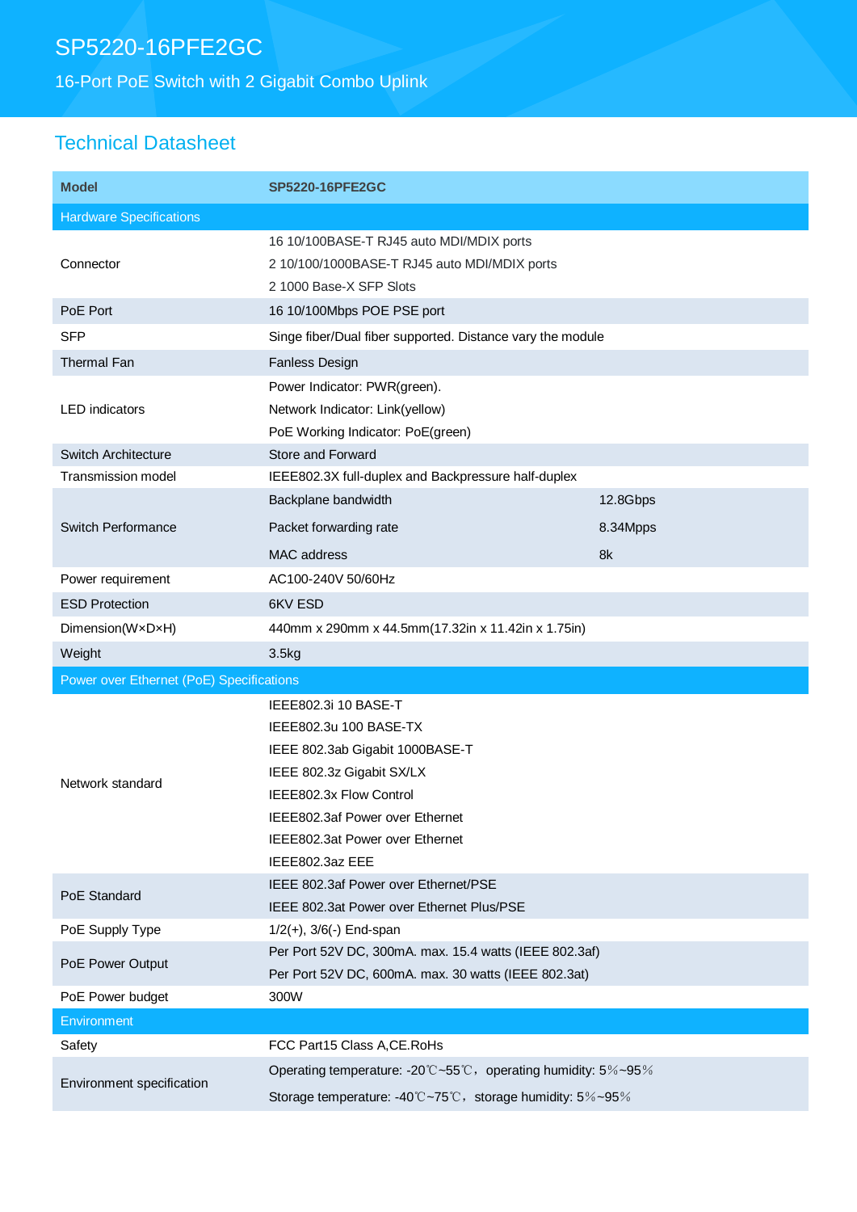# SP5220-16PFE2GC

## 16-Port PoE Switch with 2 Gigabit Combo Uplink

## Technical Datasheet

| Model | SP5220-16PFE2GC | |
|---|---|---|
| **Hardware Specifications** | | |
| Connector | 16 10/100BASE-T RJ45 auto MDI/MDIX ports<br>2 10/100/1000BASE-T RJ45 auto MDI/MDIX ports<br>2 1000 Base-X SFP Slots | |
| PoE Port | 16 10/100Mbps POE PSE port | |
| SFP | Singe fiber/Dual fiber supported. Distance vary the module | |
| Thermal Fan | Fanless Design | |
| LED indicators | Power Indicator: PWR(green).<br>Network Indicator: Link(yellow)<br>PoE Working Indicator: PoE(green) | |
| Switch Architecture | Store and Forward | |
| Transmission model | IEEE802.3X full-duplex and Backpressure half-duplex | |
| Switch Performance | Backplane bandwidth | 12.8Gbps |
| | Packet forwarding rate | 8.34Mpps |
| | MAC address | 8k |
| Power requirement | AC100-240V 50/60Hz | |
| ESD Protection | 6KV ESD | |
| Dimension(W×D×H) | 440mm x 290mm x 44.5mm(17.32in x 11.42in x 1.75in) | |
| Weight | 3.5kg | |
| **Power over Ethernet (PoE) Specifications** | | |
| Network standard | IEEE802.3i 10 BASE-T<br>IEEE802.3u 100 BASE-TX<br>IEEE 802.3ab Gigabit 1000BASE-T<br>IEEE 802.3z Gigabit SX/LX<br>IEEE802.3x Flow Control<br>IEEE802.3af Power over Ethernet<br>IEEE802.3at Power over Ethernet<br>IEEE802.3az EEE | |
| PoE Standard | IEEE 802.3af Power over Ethernet/PSE<br>IEEE 802.3at Power over Ethernet Plus/PSE | |
| PoE Supply Type | 1/2(+), 3/6(-) End-span | |
| PoE Power Output | Per Port 52V DC, 300mA. max. 15.4 watts (IEEE 802.3af)<br>Per Port 52V DC, 600mA. max. 30 watts (IEEE 802.3at) | |
| PoE Power budget | 300W | |
| **Environment** | | |
| Safety | FCC Part15 Class A,CE.RoHs | |
| Environment specification | Operating temperature: -20℃~55℃，operating humidity: 5%~95%<br>Storage temperature: -40℃~75℃，storage humidity: 5%~95% | |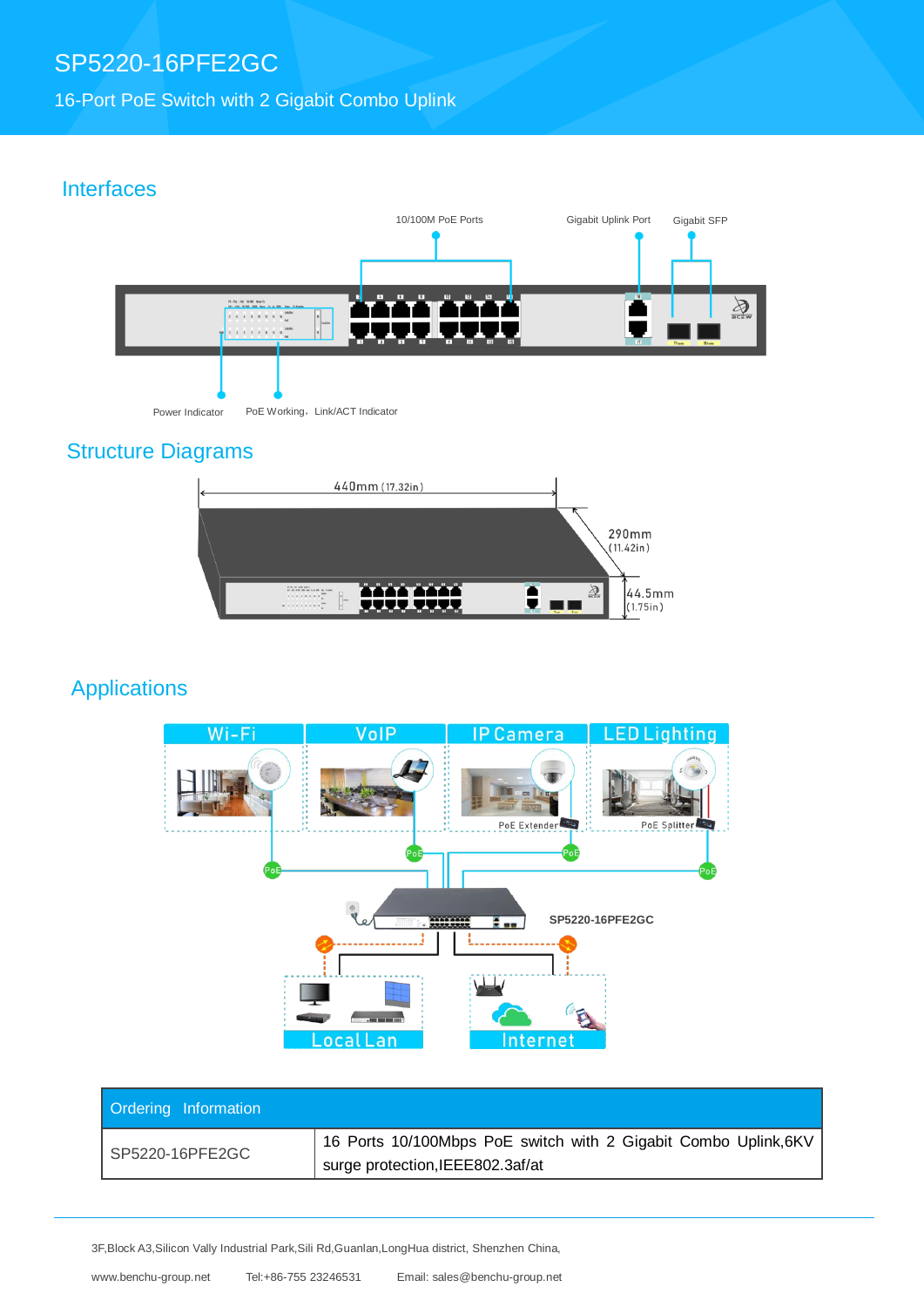# SP5220-16PFE2GC

16-Port PoE Switch with 2 Gigabit Combo Uplink

## Interfaces

10/100M PoE Ports

Gigabit Uplink Port

Gigabit SFP

Power Indicator

PoE Working，Link/ACT Indicator

## Structure Diagrams

440mm (17.32in)

290mm (11.42in)

44.5mm (1.75in)

## Applications

Wi-Fi

VoIP

IP Camera

LED Lighting

PoE Extender

PoE Splitter

PoE

SP5220-16PFE2GC

Local Lan

Internet

| Ordering Information | |
|---|---|
| SP5220-16PFE2GC | 16 Ports 10/100Mbps PoE switch with 2 Gigabit Combo Uplink,6KV surge protection,IEEE802.3af/at |

3F,Block A3,Silicon Vally Industrial Park,Sili Rd,Guanlan,LongHua district, Shenzhen China,

www.benchu-group.net Tel:+86-755 23246531 Email: sales@benchu-group.net